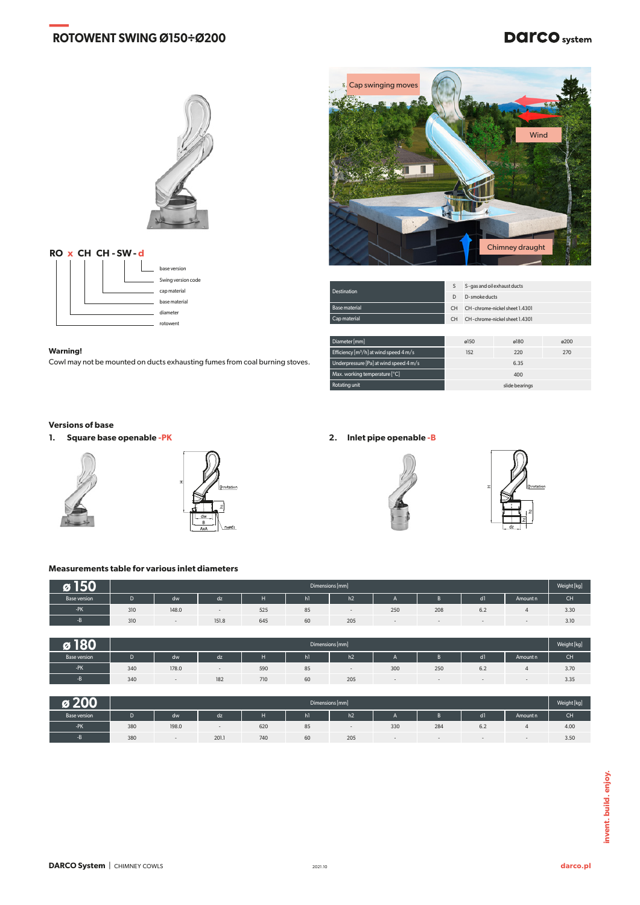# ROTOWENT SWING Ø150÷Ø200

Cap swinging moves

Wind

Chimney draught

**RO x CH CH - SW - d**

- base version
- Swing version code
- cap material
- base material
- diameter
- rotowent

**Warning!**
Cowl may not be mounted on ducts exhausting fumes from coal burning stoves.

| Destination | S | S - gas and oil exhaust ducts |
|---|---|---|
| | D | D - smoke ducts |
| Base material | CH | CH - chrome-nickel sheet 1.4301 |
| Cap material | CH | CH - chrome-nickel sheet 1.4301 |

| Diameter [mm] | ø150 | ø180 | ø200 |
|---|---|---|---|
| Efficiency [m³/h] at wind speed 4 m/s | 152 | 220 | 270 |
| Underpressure [Pa] at wind speed 4 m/s | | 6.35 | |
| Max. working temperature [°C] | | 400 | |
| Rotating unit | | slide bearings | |

## Versions of base

**1. Square base openable -PK**

**2. Inlet pipe openable -B**

## Measurements table for various inlet diameters

| ø 150 | Dimensions [mm] | | | | | | | | | | Weight [kg] |
|---|---|---|---|---|---|---|---|---|---|---|---|
| Base version | D | dw | dz | H | h1 | h2 | A | B | d1 | Amount n | CH |
| -PK | 310 | 148.0 | - | 525 | 85 | - | 250 | 208 | 6.2 | 4 | 3.30 |
| -B | 310 | - | 151.8 | 645 | 60 | 205 | - | - | - | - | 3.10 |

| ø 180 | Dimensions [mm] | | | | | | | | | | Weight [kg] |
|---|---|---|---|---|---|---|---|---|---|---|---|
| Base version | D | dw | dz | H | h1 | h2 | A | B | d1 | Amount n | CH |
| -PK | 340 | 178.0 | - | 590 | 85 | - | 300 | 250 | 6.2 | 4 | 3.70 |
| -B | 340 | - | 182 | 710 | 60 | 205 | - | - | - | - | 3.35 |

| ø 200 | Dimensions [mm] | | | | | | | | | | Weight [kg] |
|---|---|---|---|---|---|---|---|---|---|---|---|
| Base version | D | dw | dz | H | h1 | h2 | A | B | d1 | Amount n | CH |
| -PK | 380 | 198.0 | - | 620 | 85 | - | 330 | 284 | 6.2 | 4 | 4.00 |
| -B | 380 | - | 201.1 | 740 | 60 | 205 | - | - | - | - | 3.50 |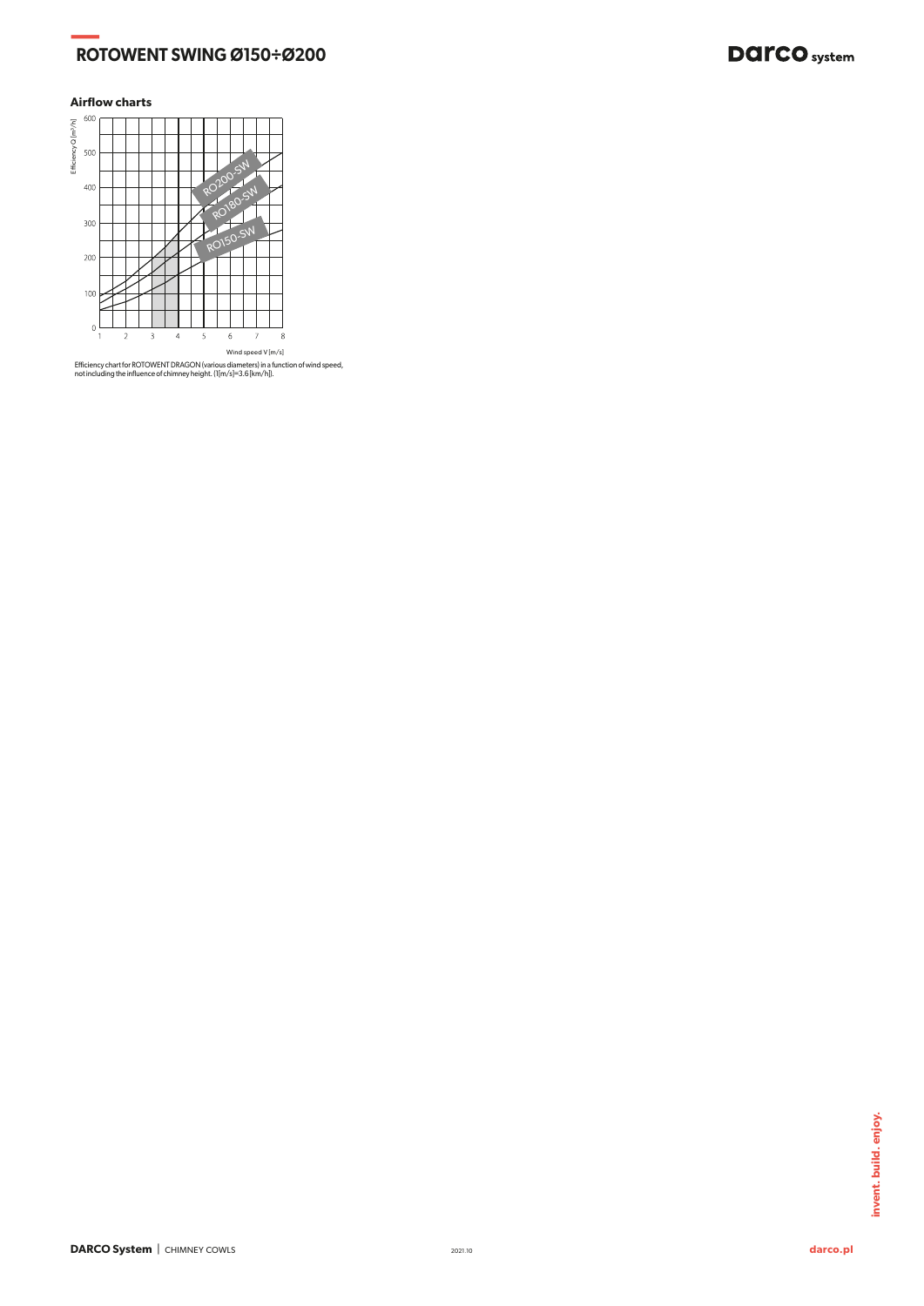# ROTOWENT SWING Ø150÷Ø200

## Airflow charts

Efficiency Q [m³/h]

600
500
400
300
200
100
0

1 2 3 4 5 6 7 8

Wind speed V [m/s]

RO200-SW
RO180-SW
RO150-SW

Efficiency chart for ROTOWENT DRAGON (various diameters) in a function of wind speed, not including the influence of chimney height. (1[m/s]=3.6 [km/h]).